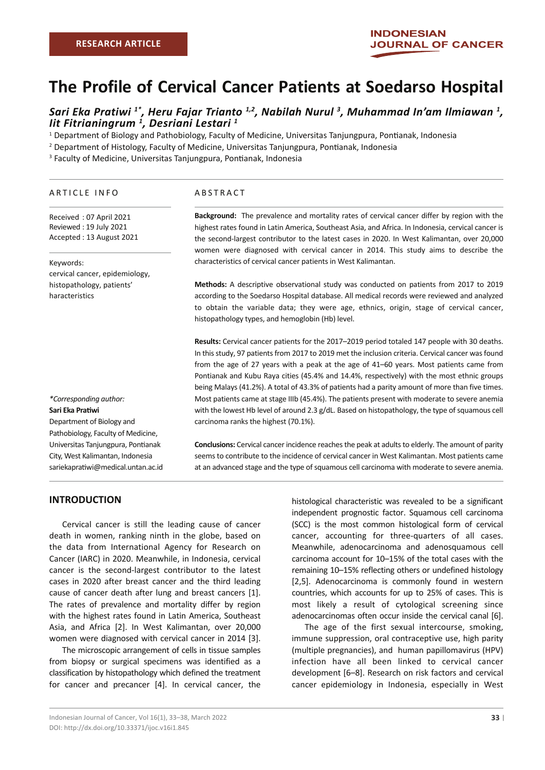RESEARCH ARTICLE

# The Profile of Cervical Cancer Patients at Soedarso Hospital

***Sari Eka Pratiwi [1*], Heru Fajar Trianto [1,2], Nabilah Nurul [3], Muhammad In'am Ilmiawan [1], Iit Fitrianingrum [1], Desriani Lestari [1]***

[1] Department of Biology and Pathobiology, Faculty of Medicine, Universitas Tanjungpura, Pontianak, Indonesia

[2] Department of Histology, Faculty of Medicine, Universitas Tanjungpura, Pontianak, Indonesia

[3] Faculty of Medicine, Universitas Tanjungpura, Pontianak, Indonesia

## ARTICLE INFO

Received : 07 April 2021
Reviewed : 19 July 2021
Accepted : 13 August 2021

Keywords:
cervical cancer, epidemiology, histopathology, patients' haracteristics

*\*Corresponding author:*
**Sari Eka Pratiwi**
Department of Biology and Pathobiology, Faculty of Medicine, Universitas Tanjungpura, Pontianak City, West Kalimantan, Indonesia
sariekapratiwi@medical.untan.ac.id

## ABSTRACT

**Background:** The prevalence and mortality rates of cervical cancer differ by region with the highest rates found in Latin America, Southeast Asia, and Africa. In Indonesia, cervical cancer is the second-largest contributor to the latest cases in 2020. In West Kalimantan, over 20,000 women were diagnosed with cervical cancer in 2014. This study aims to describe the characteristics of cervical cancer patients in West Kalimantan.

**Methods:** A descriptive observational study was conducted on patients from 2017 to 2019 according to the Soedarso Hospital database. All medical records were reviewed and analyzed to obtain the variable data; they were age, ethnics, origin, stage of cervical cancer, histopathology types, and hemoglobin (Hb) level.

**Results:** Cervical cancer patients for the 2017–2019 period totaled 147 people with 30 deaths. In this study, 97 patients from 2017 to 2019 met the inclusion criteria. Cervical cancer was found from the age of 27 years with a peak at the age of 41–60 years. Most patients came from Pontianak and Kubu Raya cities (45.4% and 14.4%, respectively) with the most ethnic groups being Malays (41.2%). A total of 43.3% of patients had a parity amount of more than five times. Most patients came at stage IIIb (45.4%). The patients present with moderate to severe anemia with the lowest Hb level of around 2.3 g/dL. Based on histopathology, the type of squamous cell carcinoma ranks the highest (70.1%).

**Conclusions:** Cervical cancer incidence reaches the peak at adults to elderly. The amount of parity seems to contribute to the incidence of cervical cancer in West Kalimantan. Most patients came at an advanced stage and the type of squamous cell carcinoma with moderate to severe anemia.

## INTRODUCTION

Cervical cancer is still the leading cause of cancer death in women, ranking ninth in the globe, based on the data from International Agency for Research on Cancer (IARC) in 2020. Meanwhile, in Indonesia, cervical cancer is the second-largest contributor to the latest cases in 2020 after breast cancer and the third leading cause of cancer death after lung and breast cancers [1]. The rates of prevalence and mortality differ by region with the highest rates found in Latin America, Southeast Asia, and Africa [2]. In West Kalimantan, over 20,000 women were diagnosed with cervical cancer in 2014 [3].

The microscopic arrangement of cells in tissue samples from biopsy or surgical specimens was identified as a classification by histopathology which defined the treatment for cancer and precancer [4]. In cervical cancer, the histological characteristic was revealed to be a significant independent prognostic factor. Squamous cell carcinoma (SCC) is the most common histological form of cervical cancer, accounting for three-quarters of all cases. Meanwhile, adenocarcinoma and adenosquamous cell carcinoma account for 10–15% of the total cases with the remaining 10–15% reflecting others or undefined histology [2,5]. Adenocarcinoma is commonly found in western countries, which accounts for up to 25% of cases. This is most likely a result of cytological screening since adenocarcinomas often occur inside the cervical canal [6].

The age of the first sexual intercourse, smoking, immune suppression, oral contraceptive use, high parity (multiple pregnancies), and human papillomavirus (HPV) infection have all been linked to cervical cancer development [6–8]. Research on risk factors and cervical cancer epidemiology in Indonesia, especially in West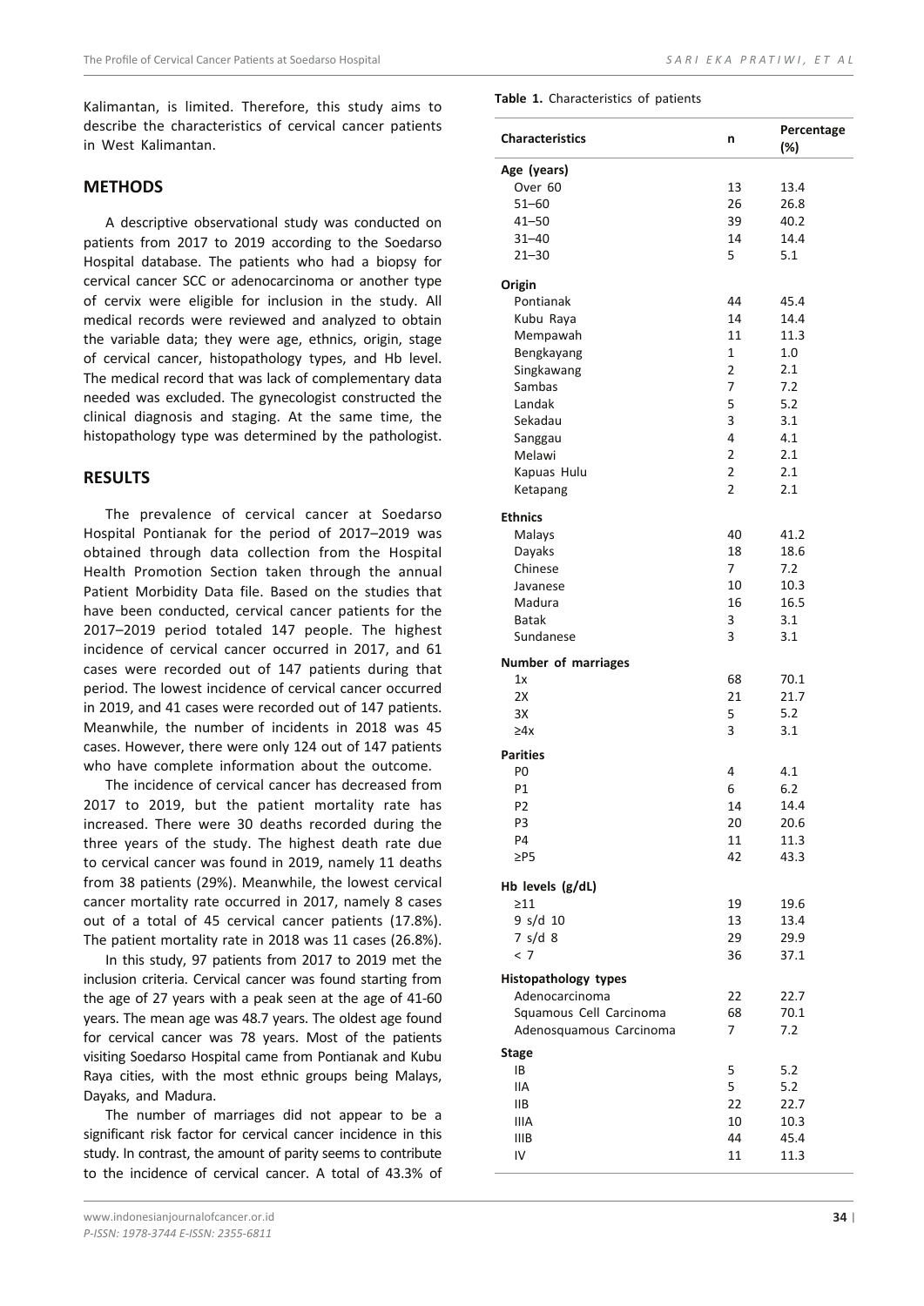Kalimantan, is limited. Therefore, this study aims to describe the characteristics of cervical cancer patients in West Kalimantan.

## METHODS

A descriptive observational study was conducted on patients from 2017 to 2019 according to the Soedarso Hospital database. The patients who had a biopsy for cervical cancer SCC or adenocarcinoma or another type of cervix were eligible for inclusion in the study. All medical records were reviewed and analyzed to obtain the variable data; they were age, ethnics, origin, stage of cervical cancer, histopathology types, and Hb level. The medical record that was lack of complementary data needed was excluded. The gynecologist constructed the clinical diagnosis and staging. At the same time, the histopathology type was determined by the pathologist.

## RESULTS

The prevalence of cervical cancer at Soedarso Hospital Pontianak for the period of 2017–2019 was obtained through data collection from the Hospital Health Promotion Section taken through the annual Patient Morbidity Data file. Based on the studies that have been conducted, cervical cancer patients for the 2017–2019 period totaled 147 people. The highest incidence of cervical cancer occurred in 2017, and 61 cases were recorded out of 147 patients during that period. The lowest incidence of cervical cancer occurred in 2019, and 41 cases were recorded out of 147 patients. Meanwhile, the number of incidents in 2018 was 45 cases. However, there were only 124 out of 147 patients who have complete information about the outcome.

The incidence of cervical cancer has decreased from 2017 to 2019, but the patient mortality rate has increased. There were 30 deaths recorded during the three years of the study. The highest death rate due to cervical cancer was found in 2019, namely 11 deaths from 38 patients (29%). Meanwhile, the lowest cervical cancer mortality rate occurred in 2017, namely 8 cases out of a total of 45 cervical cancer patients (17.8%). The patient mortality rate in 2018 was 11 cases (26.8%).

In this study, 97 patients from 2017 to 2019 met the inclusion criteria. Cervical cancer was found starting from the age of 27 years with a peak seen at the age of 41-60 years. The mean age was 48.7 years. The oldest age found for cervical cancer was 78 years. Most of the patients visiting Soedarso Hospital came from Pontianak and Kubu Raya cities, with the most ethnic groups being Malays, Dayaks, and Madura.

The number of marriages did not appear to be a significant risk factor for cervical cancer incidence in this study. In contrast, the amount of parity seems to contribute to the incidence of cervical cancer. A total of 43.3% of

**Table 1.** Characteristics of patients

| Characteristics | n | Percentage (%) |
|---|---|---|
| **Age (years)** | | |
| Over 60 | 13 | 13.4 |
| 51–60 | 26 | 26.8 |
| 41–50 | 39 | 40.2 |
| 31–40 | 14 | 14.4 |
| 21–30 | 5 | 5.1 |
| **Origin** | | |
| Pontianak | 44 | 45.4 |
| Kubu Raya | 14 | 14.4 |
| Mempawah | 11 | 11.3 |
| Bengkayang | 1 | 1.0 |
| Singkawang | 2 | 2.1 |
| Sambas | 7 | 7.2 |
| Landak | 5 | 5.2 |
| Sekadau | 3 | 3.1 |
| Sanggau | 4 | 4.1 |
| Melawi | 2 | 2.1 |
| Kapuas Hulu | 2 | 2.1 |
| Ketapang | 2 | 2.1 |
| **Ethnics** | | |
| Malays | 40 | 41.2 |
| Dayaks | 18 | 18.6 |
| Chinese | 7 | 7.2 |
| Javanese | 10 | 10.3 |
| Madura | 16 | 16.5 |
| Batak | 3 | 3.1 |
| Sundanese | 3 | 3.1 |
| **Number of marriages** | | |
| 1x | 68 | 70.1 |
| 2X | 21 | 21.7 |
| 3X | 5 | 5.2 |
| ≥4x | 3 | 3.1 |
| **Parities** | | |
| P0 | 4 | 4.1 |
| P1 | 6 | 6.2 |
| P2 | 14 | 14.4 |
| P3 | 20 | 20.6 |
| P4 | 11 | 11.3 |
| ≥P5 | 42 | 43.3 |
| **Hb levels (g/dL)** | | |
| ≥11 | 19 | 19.6 |
| 9 s/d 10 | 13 | 13.4 |
| 7 s/d 8 | 29 | 29.9 |
| < 7 | 36 | 37.1 |
| **Histopathology types** | | |
| Adenocarcinoma | 22 | 22.7 |
| Squamous Cell Carcinoma | 68 | 70.1 |
| Adenosquamous Carcinoma | 7 | 7.2 |
| **Stage** | | |
| IB | 5 | 5.2 |
| IIA | 5 | 5.2 |
| IIB | 22 | 22.7 |
| IIIA | 10 | 10.3 |
| IIIB | 44 | 45.4 |
| IV | 11 | 11.3 |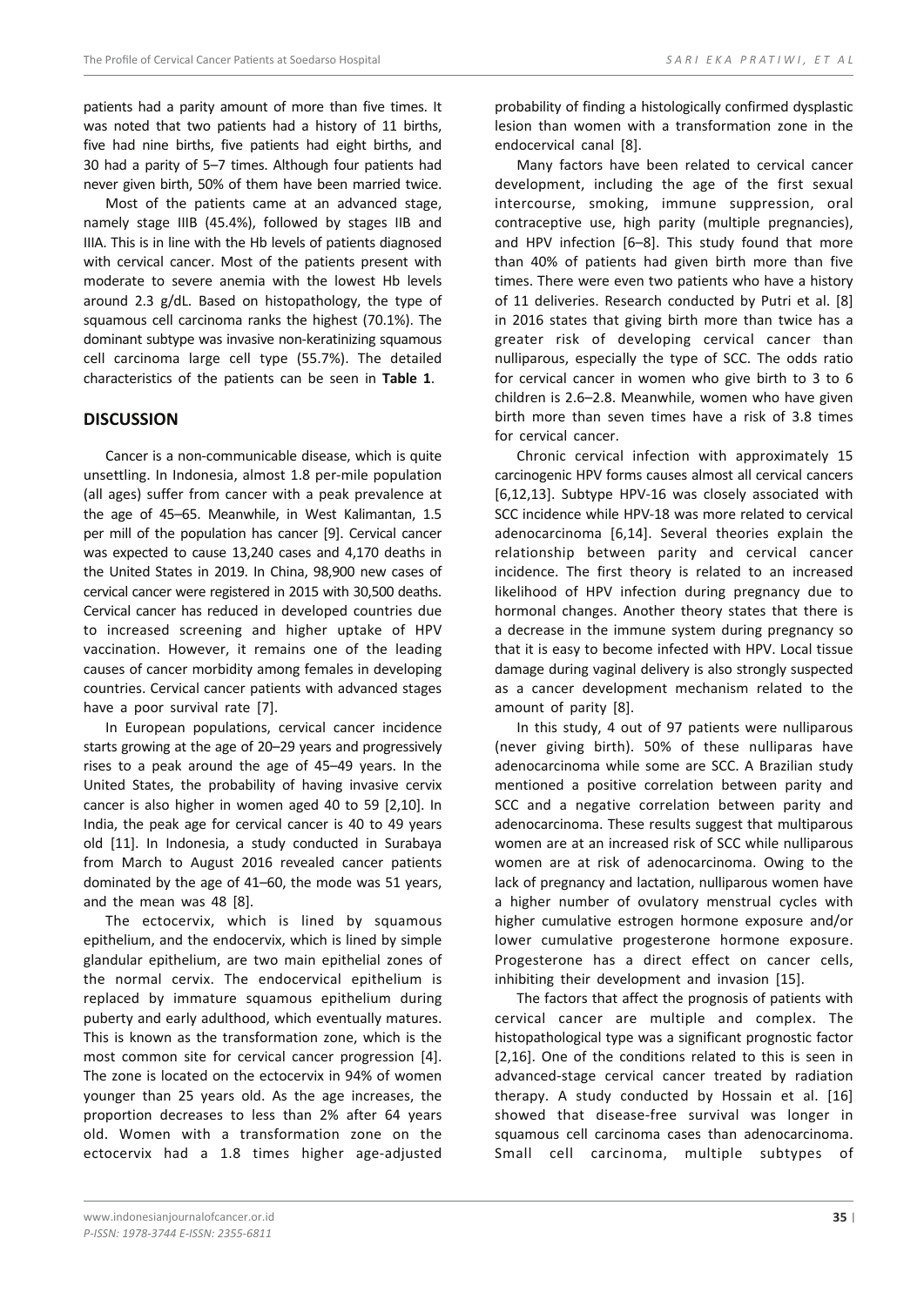patients had a parity amount of more than five times. It was noted that two patients had a history of 11 births, five had nine births, five patients had eight births, and 30 had a parity of 5–7 times. Although four patients had never given birth, 50% of them have been married twice.

Most of the patients came at an advanced stage, namely stage IIIB (45.4%), followed by stages IIB and IIIA. This is in line with the Hb levels of patients diagnosed with cervical cancer. Most of the patients present with moderate to severe anemia with the lowest Hb levels around 2.3 g/dL. Based on histopathology, the type of squamous cell carcinoma ranks the highest (70.1%). The dominant subtype was invasive non-keratinizing squamous cell carcinoma large cell type (55.7%). The detailed characteristics of the patients can be seen in **Table 1**.

## DISCUSSION

Cancer is a non-communicable disease, which is quite unsettling. In Indonesia, almost 1.8 per-mile population (all ages) suffer from cancer with a peak prevalence at the age of 45–65. Meanwhile, in West Kalimantan, 1.5 per mill of the population has cancer [9]. Cervical cancer was expected to cause 13,240 cases and 4,170 deaths in the United States in 2019. In China, 98,900 new cases of cervical cancer were registered in 2015 with 30,500 deaths. Cervical cancer has reduced in developed countries due to increased screening and higher uptake of HPV vaccination. However, it remains one of the leading causes of cancer morbidity among females in developing countries. Cervical cancer patients with advanced stages have a poor survival rate [7].

In European populations, cervical cancer incidence starts growing at the age of 20–29 years and progressively rises to a peak around the age of 45–49 years. In the United States, the probability of having invasive cervix cancer is also higher in women aged 40 to 59 [2,10]. In India, the peak age for cervical cancer is 40 to 49 years old [11]. In Indonesia, a study conducted in Surabaya from March to August 2016 revealed cancer patients dominated by the age of 41–60, the mode was 51 years, and the mean was 48 [8].

The ectocervix, which is lined by squamous epithelium, and the endocervix, which is lined by simple glandular epithelium, are two main epithelial zones of the normal cervix. The endocervical epithelium is replaced by immature squamous epithelium during puberty and early adulthood, which eventually matures. This is known as the transformation zone, which is the most common site for cervical cancer progression [4]. The zone is located on the ectocervix in 94% of women younger than 25 years old. As the age increases, the proportion decreases to less than 2% after 64 years old. Women with a transformation zone on the ectocervix had a 1.8 times higher age-adjusted probability of finding a histologically confirmed dysplastic lesion than women with a transformation zone in the endocervical canal [8].

Many factors have been related to cervical cancer development, including the age of the first sexual intercourse, smoking, immune suppression, oral contraceptive use, high parity (multiple pregnancies), and HPV infection [6–8]. This study found that more than 40% of patients had given birth more than five times. There were even two patients who have a history of 11 deliveries. Research conducted by Putri et al. [8] in 2016 states that giving birth more than twice has a greater risk of developing cervical cancer than nulliparous, especially the type of SCC. The odds ratio for cervical cancer in women who give birth to 3 to 6 children is 2.6–2.8. Meanwhile, women who have given birth more than seven times have a risk of 3.8 times for cervical cancer.

Chronic cervical infection with approximately 15 carcinogenic HPV forms causes almost all cervical cancers [6,12,13]. Subtype HPV-16 was closely associated with SCC incidence while HPV-18 was more related to cervical adenocarcinoma [6,14]. Several theories explain the relationship between parity and cervical cancer incidence. The first theory is related to an increased likelihood of HPV infection during pregnancy due to hormonal changes. Another theory states that there is a decrease in the immune system during pregnancy so that it is easy to become infected with HPV. Local tissue damage during vaginal delivery is also strongly suspected as a cancer development mechanism related to the amount of parity [8].

In this study, 4 out of 97 patients were nulliparous (never giving birth). 50% of these nulliparas have adenocarcinoma while some are SCC. A Brazilian study mentioned a positive correlation between parity and SCC and a negative correlation between parity and adenocarcinoma. These results suggest that multiparous women are at an increased risk of SCC while nulliparous women are at risk of adenocarcinoma. Owing to the lack of pregnancy and lactation, nulliparous women have a higher number of ovulatory menstrual cycles with higher cumulative estrogen hormone exposure and/or lower cumulative progesterone hormone exposure. Progesterone has a direct effect on cancer cells, inhibiting their development and invasion [15].

The factors that affect the prognosis of patients with cervical cancer are multiple and complex. The histopathological type was a significant prognostic factor [2,16]. One of the conditions related to this is seen in advanced-stage cervical cancer treated by radiation therapy. A study conducted by Hossain et al. [16] showed that disease-free survival was longer in squamous cell carcinoma cases than adenocarcinoma. Small cell carcinoma, multiple subtypes of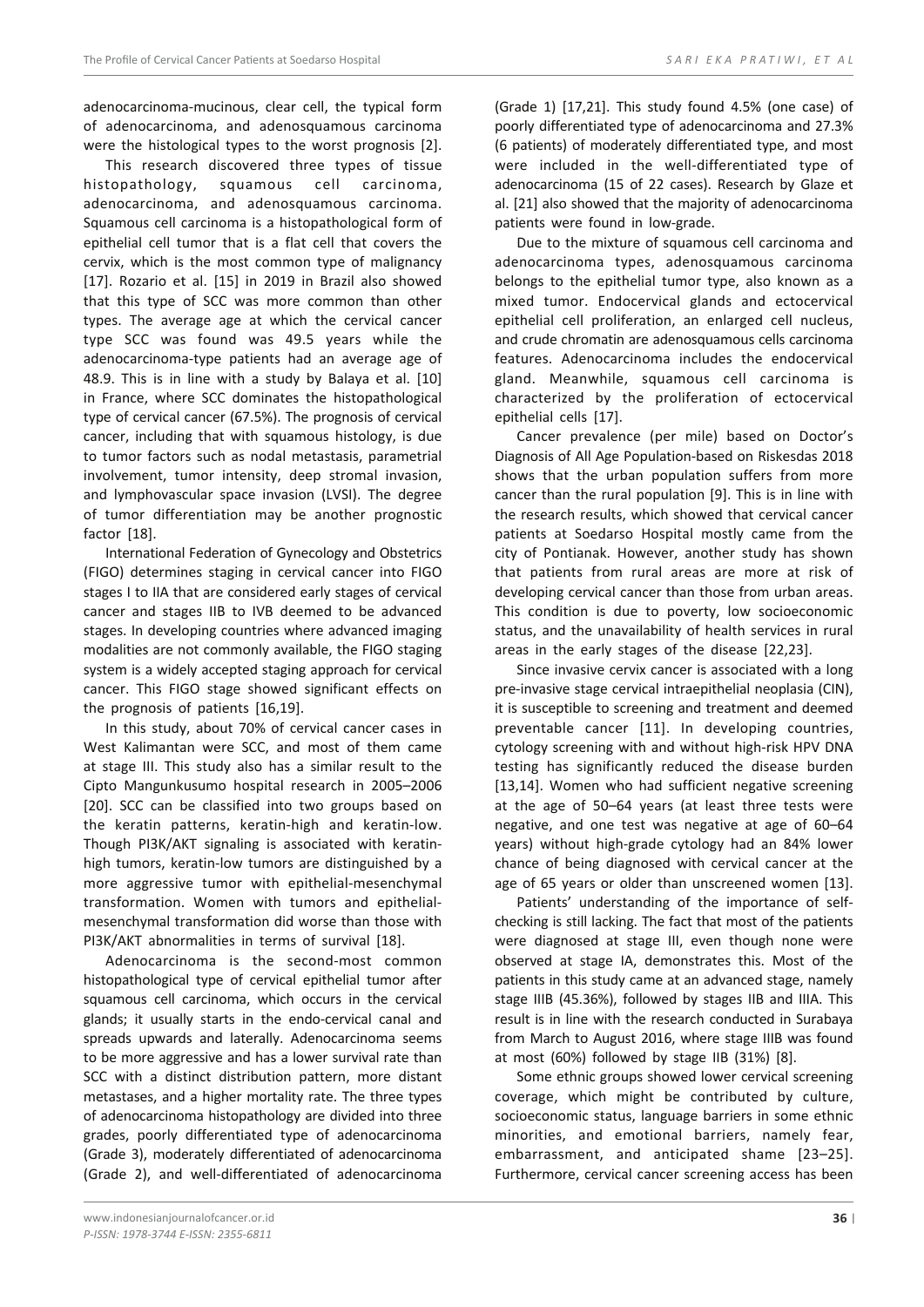adenocarcinoma-mucinous, clear cell, the typical form of adenocarcinoma, and adenosquamous carcinoma were the histological types to the worst prognosis [2].

This research discovered three types of tissue histopathology, squamous cell carcinoma, adenocarcinoma, and adenosquamous carcinoma. Squamous cell carcinoma is a histopathological form of epithelial cell tumor that is a flat cell that covers the cervix, which is the most common type of malignancy [17]. Rozario et al. [15] in 2019 in Brazil also showed that this type of SCC was more common than other types. The average age at which the cervical cancer type SCC was found was 49.5 years while the adenocarcinoma-type patients had an average age of 48.9. This is in line with a study by Balaya et al. [10] in France, where SCC dominates the histopathological type of cervical cancer (67.5%). The prognosis of cervical cancer, including that with squamous histology, is due to tumor factors such as nodal metastasis, parametrial involvement, tumor intensity, deep stromal invasion, and lymphovascular space invasion (LVSI). The degree of tumor differentiation may be another prognostic factor [18].

International Federation of Gynecology and Obstetrics (FIGO) determines staging in cervical cancer into FIGO stages I to IIA that are considered early stages of cervical cancer and stages IIB to IVB deemed to be advanced stages. In developing countries where advanced imaging modalities are not commonly available, the FIGO staging system is a widely accepted staging approach for cervical cancer. This FIGO stage showed significant effects on the prognosis of patients [16,19].

In this study, about 70% of cervical cancer cases in West Kalimantan were SCC, and most of them came at stage III. This study also has a similar result to the Cipto Mangunkusumo hospital research in 2005–2006 [20]. SCC can be classified into two groups based on the keratin patterns, keratin-high and keratin-low. Though PI3K/AKT signaling is associated with keratin-high tumors, keratin-low tumors are distinguished by a more aggressive tumor with epithelial-mesenchymal transformation. Women with tumors and epithelial-mesenchymal transformation did worse than those with PI3K/AKT abnormalities in terms of survival [18].

Adenocarcinoma is the second-most common histopathological type of cervical epithelial tumor after squamous cell carcinoma, which occurs in the cervical glands; it usually starts in the endo-cervical canal and spreads upwards and laterally. Adenocarcinoma seems to be more aggressive and has a lower survival rate than SCC with a distinct distribution pattern, more distant metastases, and a higher mortality rate. The three types of adenocarcinoma histopathology are divided into three grades, poorly differentiated type of adenocarcinoma (Grade 3), moderately differentiated of adenocarcinoma (Grade 2), and well-differentiated of adenocarcinoma (Grade 1) [17,21]. This study found 4.5% (one case) of poorly differentiated type of adenocarcinoma and 27.3% (6 patients) of moderately differentiated type, and most were included in the well-differentiated type of adenocarcinoma (15 of 22 cases). Research by Glaze et al. [21] also showed that the majority of adenocarcinoma patients were found in low-grade.

Due to the mixture of squamous cell carcinoma and adenocarcinoma types, adenosquamous carcinoma belongs to the epithelial tumor type, also known as a mixed tumor. Endocervical glands and ectocervical epithelial cell proliferation, an enlarged cell nucleus, and crude chromatin are adenosquamous cells carcinoma features. Adenocarcinoma includes the endocervical gland. Meanwhile, squamous cell carcinoma is characterized by the proliferation of ectocervical epithelial cells [17].

Cancer prevalence (per mile) based on Doctor's Diagnosis of All Age Population-based on Riskesdas 2018 shows that the urban population suffers from more cancer than the rural population [9]. This is in line with the research results, which showed that cervical cancer patients at Soedarso Hospital mostly came from the city of Pontianak. However, another study has shown that patients from rural areas are more at risk of developing cervical cancer than those from urban areas. This condition is due to poverty, low socioeconomic status, and the unavailability of health services in rural areas in the early stages of the disease [22,23].

Since invasive cervix cancer is associated with a long pre-invasive stage cervical intraepithelial neoplasia (CIN), it is susceptible to screening and treatment and deemed preventable cancer [11]. In developing countries, cytology screening with and without high-risk HPV DNA testing has significantly reduced the disease burden [13,14]. Women who had sufficient negative screening at the age of 50–64 years (at least three tests were negative, and one test was negative at age of 60–64 years) without high-grade cytology had an 84% lower chance of being diagnosed with cervical cancer at the age of 65 years or older than unscreened women [13].

Patients' understanding of the importance of self-checking is still lacking. The fact that most of the patients were diagnosed at stage III, even though none were observed at stage IA, demonstrates this. Most of the patients in this study came at an advanced stage, namely stage IIIB (45.36%), followed by stages IIB and IIIA. This result is in line with the research conducted in Surabaya from March to August 2016, where stage IIIB was found at most (60%) followed by stage IIB (31%) [8].

Some ethnic groups showed lower cervical screening coverage, which might be contributed by culture, socioeconomic status, language barriers in some ethnic minorities, and emotional barriers, namely fear, embarrassment, and anticipated shame [23–25]. Furthermore, cervical cancer screening access has been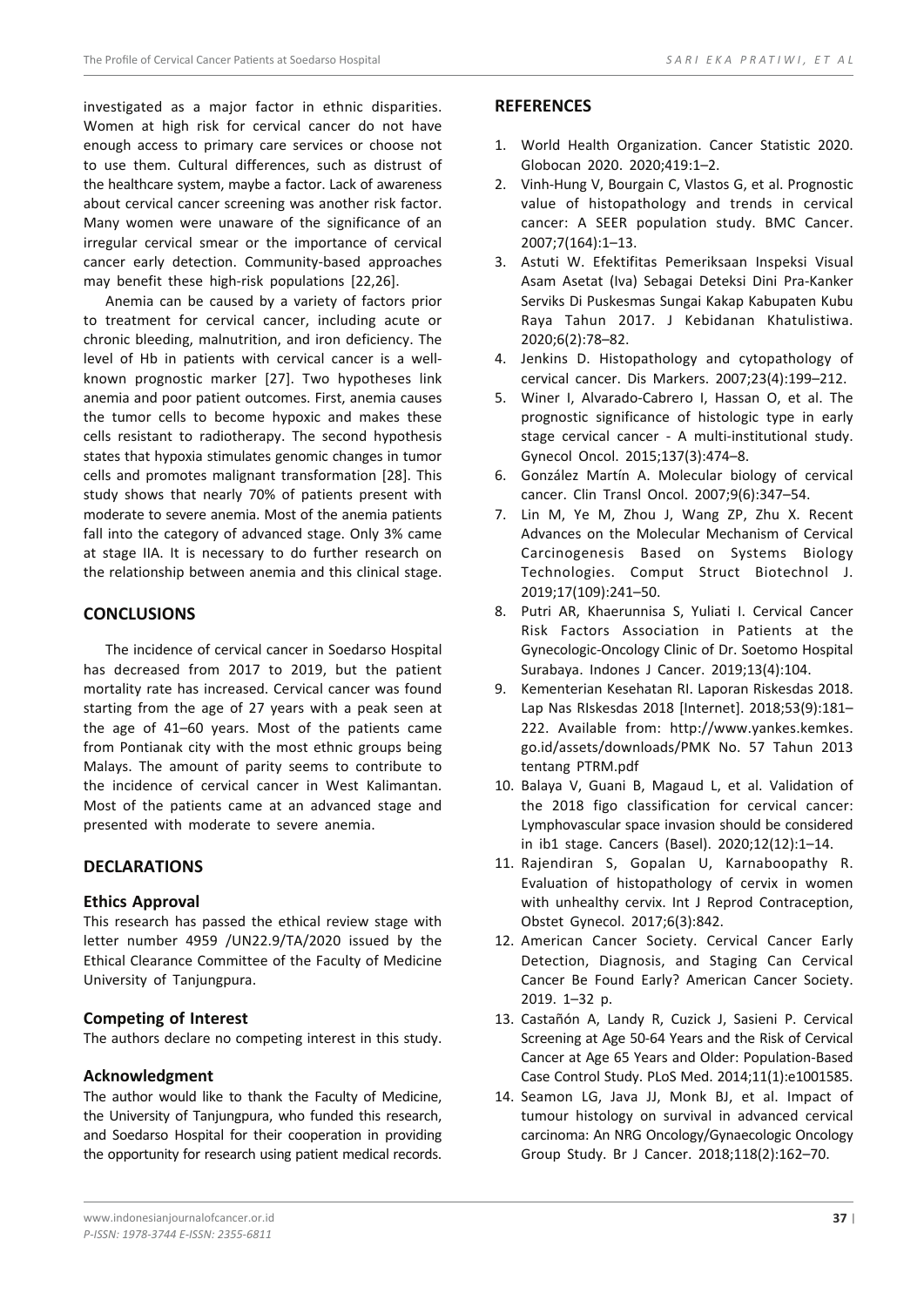investigated as a major factor in ethnic disparities. Women at high risk for cervical cancer do not have enough access to primary care services or choose not to use them. Cultural differences, such as distrust of the healthcare system, maybe a factor. Lack of awareness about cervical cancer screening was another risk factor. Many women were unaware of the significance of an irregular cervical smear or the importance of cervical cancer early detection. Community-based approaches may benefit these high-risk populations [22,26].

Anemia can be caused by a variety of factors prior to treatment for cervical cancer, including acute or chronic bleeding, malnutrition, and iron deficiency. The level of Hb in patients with cervical cancer is a well-known prognostic marker [27]. Two hypotheses link anemia and poor patient outcomes. First, anemia causes the tumor cells to become hypoxic and makes these cells resistant to radiotherapy. The second hypothesis states that hypoxia stimulates genomic changes in tumor cells and promotes malignant transformation [28]. This study shows that nearly 70% of patients present with moderate to severe anemia. Most of the anemia patients fall into the category of advanced stage. Only 3% came at stage IIA. It is necessary to do further research on the relationship between anemia and this clinical stage.

## CONCLUSIONS

The incidence of cervical cancer in Soedarso Hospital has decreased from 2017 to 2019, but the patient mortality rate has increased. Cervical cancer was found starting from the age of 27 years with a peak seen at the age of 41–60 years. Most of the patients came from Pontianak city with the most ethnic groups being Malays. The amount of parity seems to contribute to the incidence of cervical cancer in West Kalimantan. Most of the patients came at an advanced stage and presented with moderate to severe anemia.

## DECLARATIONS

### Ethics Approval

This research has passed the ethical review stage with letter number 4959 /UN22.9/TA/2020 issued by the Ethical Clearance Committee of the Faculty of Medicine University of Tanjungpura.

### Competing of Interest

The authors declare no competing interest in this study.

### Acknowledgment

The author would like to thank the Faculty of Medicine, the University of Tanjungpura, who funded this research, and Soedarso Hospital for their cooperation in providing the opportunity for research using patient medical records.

## REFERENCES

1. World Health Organization. Cancer Statistic 2020. Globocan 2020. 2020;419:1–2.
2. Vinh-Hung V, Bourgain C, Vlastos G, et al. Prognostic value of histopathology and trends in cervical cancer: A SEER population study. BMC Cancer. 2007;7(164):1–13.
3. Astuti W. Efektifitas Pemeriksaan Inspeksi Visual Asam Asetat (Iva) Sebagai Deteksi Dini Pra-Kanker Serviks Di Puskesmas Sungai Kakap Kabupaten Kubu Raya Tahun 2017. J Kebidanan Khatulistiwa. 2020;6(2):78–82.
4. Jenkins D. Histopathology and cytopathology of cervical cancer. Dis Markers. 2007;23(4):199–212.
5. Winer I, Alvarado-Cabrero I, Hassan O, et al. The prognostic significance of histologic type in early stage cervical cancer - A multi-institutional study. Gynecol Oncol. 2015;137(3):474–8.
6. González Martín A. Molecular biology of cervical cancer. Clin Transl Oncol. 2007;9(6):347–54.
7. Lin M, Ye M, Zhou J, Wang ZP, Zhu X. Recent Advances on the Molecular Mechanism of Cervical Carcinogenesis Based on Systems Biology Technologies. Comput Struct Biotechnol J. 2019;17(109):241–50.
8. Putri AR, Khaerunnisa S, Yuliati I. Cervical Cancer Risk Factors Association in Patients at the Gynecologic-Oncology Clinic of Dr. Soetomo Hospital Surabaya. Indones J Cancer. 2019;13(4):104.
9. Kementerian Kesehatan RI. Laporan Riskesdas 2018. Lap Nas RIskesdas 2018 [Internet]. 2018;53(9):181–222. Available from: http://www.yankes.kemkes.go.id/assets/downloads/PMK No. 57 Tahun 2013 tentang PTRM.pdf
10. Balaya V, Guani B, Magaud L, et al. Validation of the 2018 figo classification for cervical cancer: Lymphovascular space invasion should be considered in ib1 stage. Cancers (Basel). 2020;12(12):1–14.
11. Rajendiran S, Gopalan U, Karnaboopathy R. Evaluation of histopathology of cervix in women with unhealthy cervix. Int J Reprod Contraception, Obstet Gynecol. 2017;6(3):842.
12. American Cancer Society. Cervical Cancer Early Detection, Diagnosis, and Staging Can Cervical Cancer Be Found Early? American Cancer Society. 2019. 1–32 p.
13. Castañón A, Landy R, Cuzick J, Sasieni P. Cervical Screening at Age 50-64 Years and the Risk of Cervical Cancer at Age 65 Years and Older: Population-Based Case Control Study. PLoS Med. 2014;11(1):e1001585.
14. Seamon LG, Java JJ, Monk BJ, et al. Impact of tumour histology on survival in advanced cervical carcinoma: An NRG Oncology/Gynaecologic Oncology Group Study. Br J Cancer. 2018;118(2):162–70.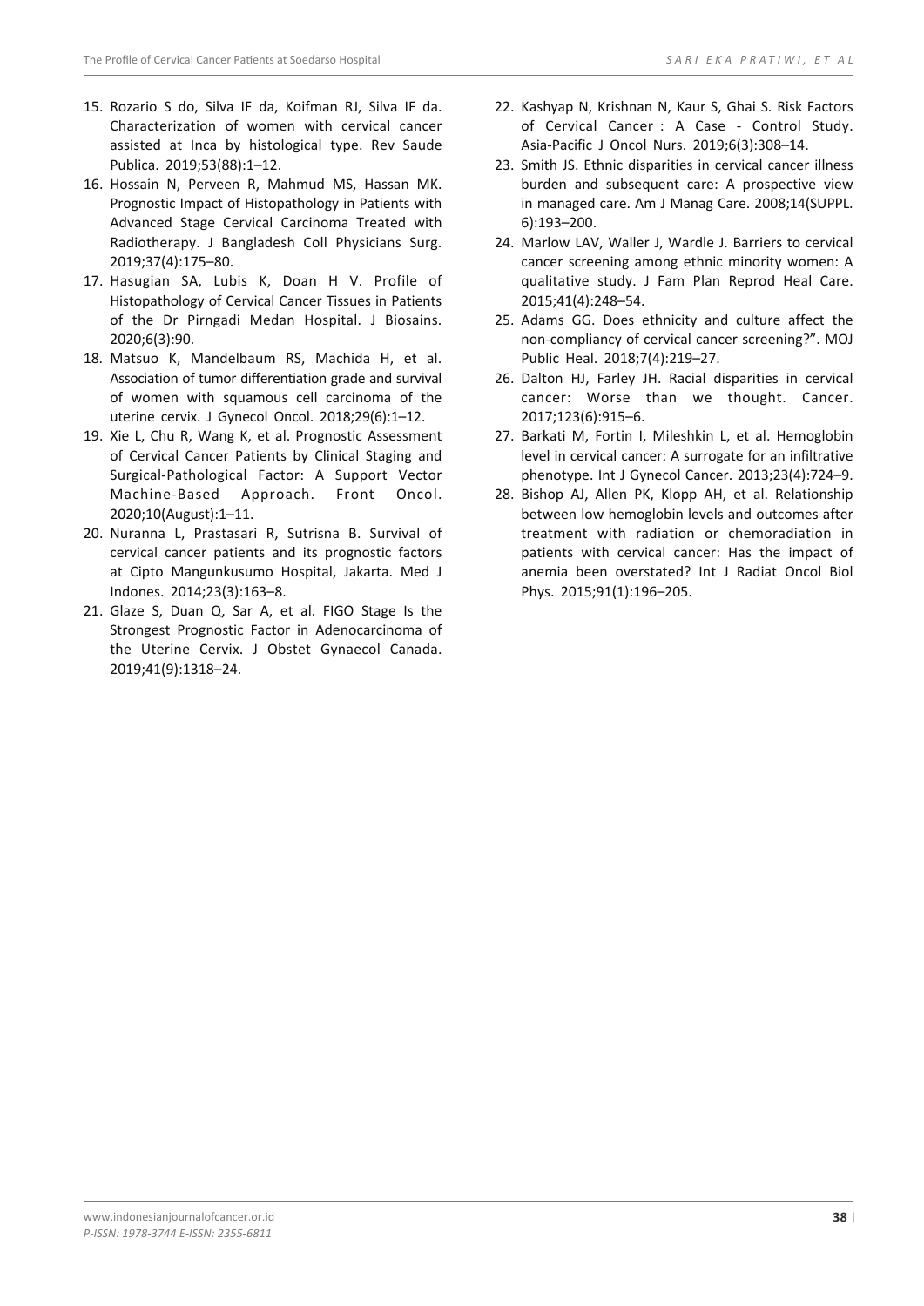15. Rozario S do, Silva IF da, Koifman RJ, Silva IF da. Characterization of women with cervical cancer assisted at Inca by histological type. Rev Saude Publica. 2019;53(88):1–12.
16. Hossain N, Perveen R, Mahmud MS, Hassan MK. Prognostic Impact of Histopathology in Patients with Advanced Stage Cervical Carcinoma Treated with Radiotherapy. J Bangladesh Coll Physicians Surg. 2019;37(4):175–80.
17. Hasugian SA, Lubis K, Doan H V. Profile of Histopathology of Cervical Cancer Tissues in Patients of the Dr Pirngadi Medan Hospital. J Biosains. 2020;6(3):90.
18. Matsuo K, Mandelbaum RS, Machida H, et al. Association of tumor differentiation grade and survival of women with squamous cell carcinoma of the uterine cervix. J Gynecol Oncol. 2018;29(6):1–12.
19. Xie L, Chu R, Wang K, et al. Prognostic Assessment of Cervical Cancer Patients by Clinical Staging and Surgical-Pathological Factor: A Support Vector Machine-Based Approach. Front Oncol. 2020;10(August):1–11.
20. Nuranna L, Prastasari R, Sutrisna B. Survival of cervical cancer patients and its prognostic factors at Cipto Mangunkusumo Hospital, Jakarta. Med J Indones. 2014;23(3):163–8.
21. Glaze S, Duan Q, Sar A, et al. FIGO Stage Is the Strongest Prognostic Factor in Adenocarcinoma of the Uterine Cervix. J Obstet Gynaecol Canada. 2019;41(9):1318–24.
22. Kashyap N, Krishnan N, Kaur S, Ghai S. Risk Factors of Cervical Cancer : A Case - Control Study. Asia-Pacific J Oncol Nurs. 2019;6(3):308–14.
23. Smith JS. Ethnic disparities in cervical cancer illness burden and subsequent care: A prospective view in managed care. Am J Manag Care. 2008;14(SUPPL. 6):193–200.
24. Marlow LAV, Waller J, Wardle J. Barriers to cervical cancer screening among ethnic minority women: A qualitative study. J Fam Plan Reprod Heal Care. 2015;41(4):248–54.
25. Adams GG. Does ethnicity and culture affect the non-compliancy of cervical cancer screening?". MOJ Public Heal. 2018;7(4):219–27.
26. Dalton HJ, Farley JH. Racial disparities in cervical cancer: Worse than we thought. Cancer. 2017;123(6):915–6.
27. Barkati M, Fortin I, Mileshkin L, et al. Hemoglobin level in cervical cancer: A surrogate for an infiltrative phenotype. Int J Gynecol Cancer. 2013;23(4):724–9.
28. Bishop AJ, Allen PK, Klopp AH, et al. Relationship between low hemoglobin levels and outcomes after treatment with radiation or chemoradiation in patients with cervical cancer: Has the impact of anemia been overstated? Int J Radiat Oncol Biol Phys. 2015;91(1):196–205.